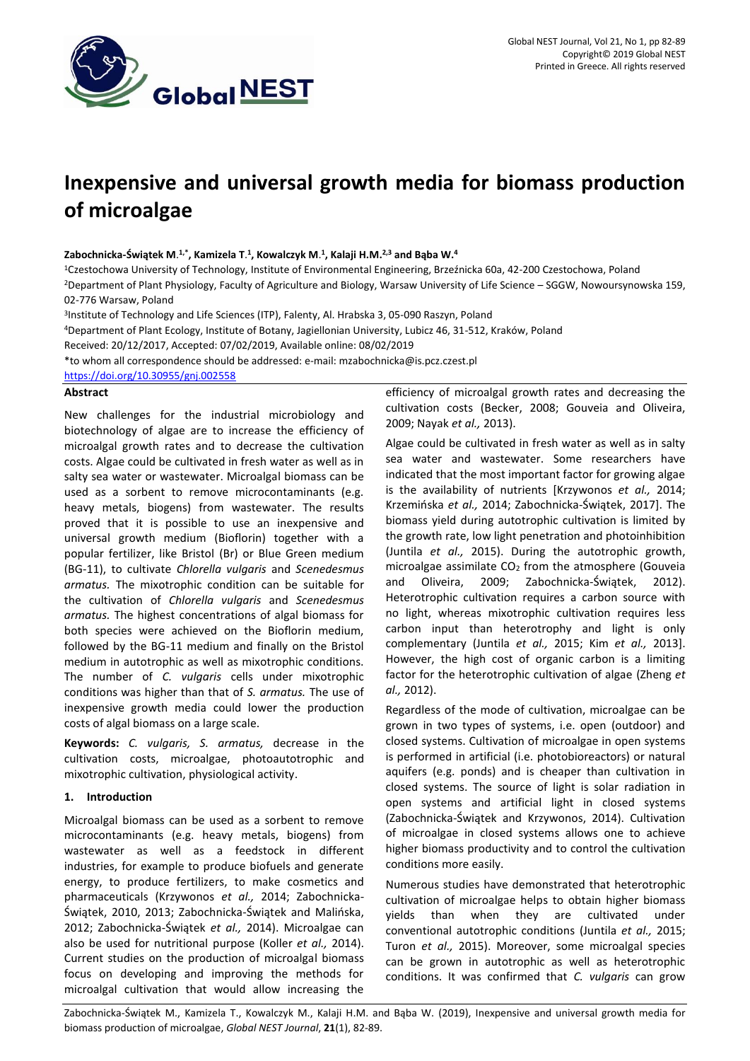# Inexpensive and universal growth media for biomass production of microalgae

**Zabochnicka-Świątek M.[1,*], Kamizela T.[1], Kowalczyk M.[1], Kalaji H.M.[2,3] and Bąba W.[4]**

[1]Czestochowa University of Technology, Institute of Environmental Engineering, Brzeźnicka 60a, 42-200 Czestochowa, Poland

[2]Department of Plant Physiology, Faculty of Agriculture and Biology, Warsaw University of Life Science – SGGW, Nowoursynowska 159, 02-776 Warsaw, Poland

[3]Institute of Technology and Life Sciences (ITP), Falenty, Al. Hrabska 3, 05-090 Raszyn, Poland

[4]Department of Plant Ecology, Institute of Botany, Jagiellonian University, Lubicz 46, 31-512, Kraków, Poland

Received: 20/12/2017, Accepted: 07/02/2019, Available online: 08/02/2019

*to whom all correspondence should be addressed: e-mail: mzabochnicka@is.pcz.czest.pl

https://doi.org/10.30955/gnj.002558

## Abstract

New challenges for the industrial microbiology and biotechnology of algae are to increase the efficiency of microalgal growth rates and to decrease the cultivation costs. Algae could be cultivated in fresh water as well as in salty sea water or wastewater. Microalgal biomass can be used as a sorbent to remove microcontaminants (e.g. heavy metals, biogens) from wastewater. The results proved that it is possible to use an inexpensive and universal growth medium (Bioflorin) together with a popular fertilizer, like Bristol (Br) or Blue Green medium (BG-11), to cultivate *Chlorella vulgaris* and *Scenedesmus armatus.* The mixotrophic condition can be suitable for the cultivation of *Chlorella vulgaris* and *Scenedesmus armatus.* The highest concentrations of algal biomass for both species were achieved on the Bioflorin medium, followed by the BG-11 medium and finally on the Bristol medium in autotrophic as well as mixotrophic conditions. The number of *C. vulgaris* cells under mixotrophic conditions was higher than that of *S. armatus.* The use of inexpensive growth media could lower the production costs of algal biomass on a large scale.

**Keywords:** *C. vulgaris, S. armatus,* decrease in the cultivation costs, microalgae, photoautotrophic and mixotrophic cultivation, physiological activity.

## 1. Introduction

Microalgal biomass can be used as a sorbent to remove microcontaminants (e.g. heavy metals, biogens) from wastewater as well as a feedstock in different industries, for example to produce biofuels and generate energy, to produce fertilizers, to make cosmetics and pharmaceuticals (Krzywonos *et al.,* 2014; Zabochnicka-Świątek, 2010, 2013; Zabochnicka-Świątek and Malińska, 2012; Zabochnicka-Świątek *et al.,* 2014). Microalgae can also be used for nutritional purpose (Koller *et al.,* 2014). Current studies on the production of microalgal biomass focus on developing and improving the methods for microalgal cultivation that would allow increasing the efficiency of microalgal growth rates and decreasing the cultivation costs (Becker, 2008; Gouveia and Oliveira, 2009; Nayak *et al.,* 2013).

Algae could be cultivated in fresh water as well as in salty sea water and wastewater. Some researchers have indicated that the most important factor for growing algae is the availability of nutrients [Krzywonos *et al.,* 2014; Krzemińska *et al.,* 2014; Zabochnicka-Świątek, 2017]. The biomass yield during autotrophic cultivation is limited by the growth rate, low light penetration and photoinhibition (Juntila *et al.,* 2015). During the autotrophic growth, microalgae assimilate $CO_2$ from the atmosphere (Gouveia and Oliveira, 2009; Zabochnicka-Świątek, 2012). Heterotrophic cultivation requires a carbon source with no light, whereas mixotrophic cultivation requires less carbon input than heterotrophy and light is only complementary (Juntila *et al.,* 2015; Kim *et al.,* 2013]. However, the high cost of organic carbon is a limiting factor for the heterotrophic cultivation of algae (Zheng *et al.,* 2012).

Regardless of the mode of cultivation, microalgae can be grown in two types of systems, i.e. open (outdoor) and closed systems. Cultivation of microalgae in open systems is performed in artificial (i.e. photobioreactors) or natural aquifers (e.g. ponds) and is cheaper than cultivation in closed systems. The source of light is solar radiation in open systems and artificial light in closed systems (Zabochnicka-Świątek and Krzywonos, 2014). Cultivation of microalgae in closed systems allows one to achieve higher biomass productivity and to control the cultivation conditions more easily.

Numerous studies have demonstrated that heterotrophic cultivation of microalgae helps to obtain higher biomass yields than when they are cultivated under conventional autotrophic conditions (Juntila *et al.,* 2015; Turon *et al.,* 2015). Moreover, some microalgal species can be grown in autotrophic as well as heterotrophic conditions. It was confirmed that *C. vulgaris* can grow

Zabochnicka-Świątek M., Kamizela T., Kowalczyk M., Kalaji H.M. and Bąba W. (2019), Inexpensive and universal growth media for biomass production of microalgae, *Global NEST Journal*, **21**(1), 82-89.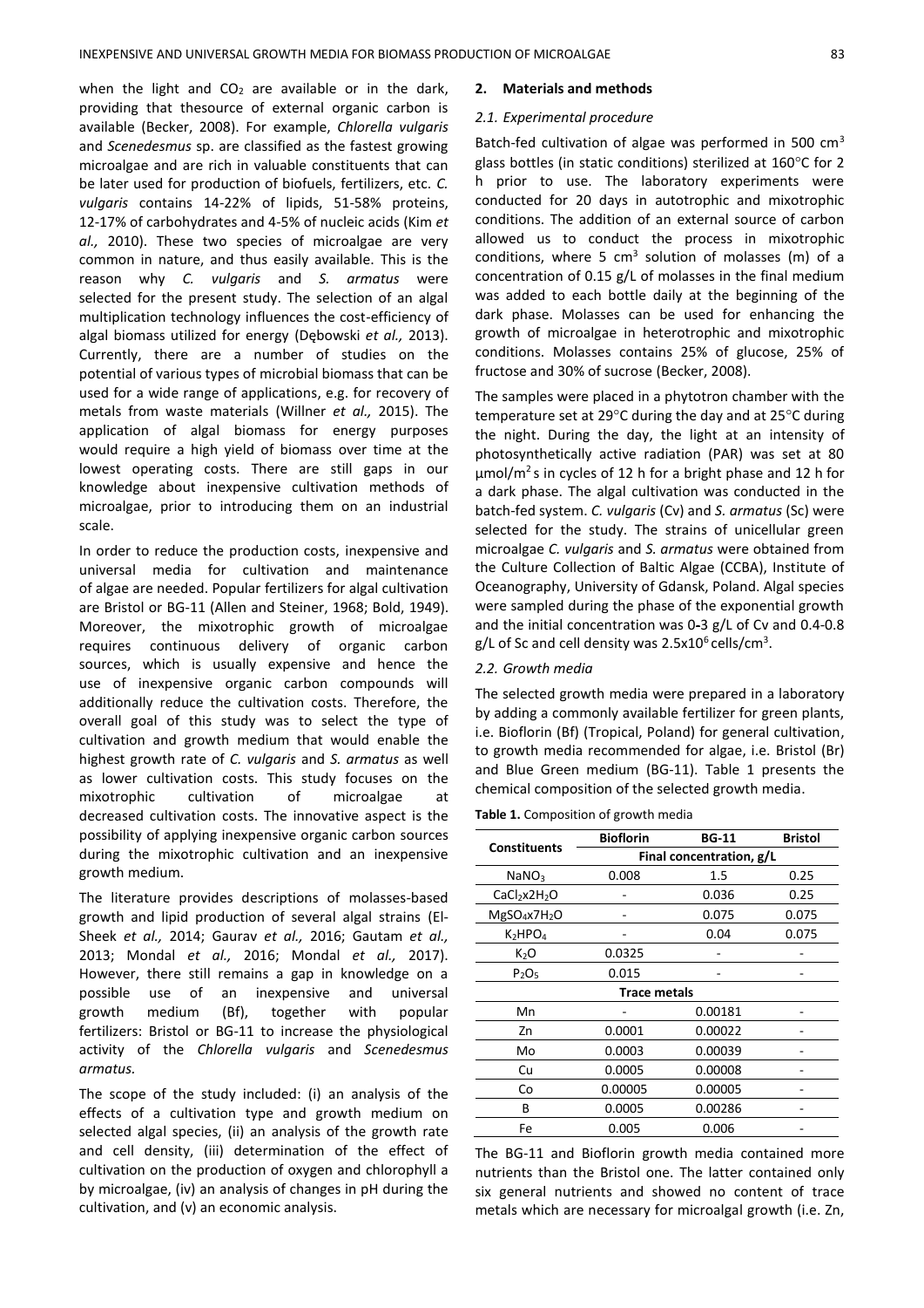when the light and $CO_2$ are available or in the dark, providing that thesource of external organic carbon is available (Becker, 2008). For example, *Chlorella vulgaris* and *Scenedesmus* sp. are classified as the fastest growing microalgae and are rich in valuable constituents that can be later used for production of biofuels, fertilizers, etc. *C. vulgaris* contains 14-22% of lipids, 51-58% proteins, 12-17% of carbohydrates and 4-5% of nucleic acids (Kim *et al.,* 2010). These two species of microalgae are very common in nature, and thus easily available. This is the reason why *C. vulgaris* and *S. armatus* were selected for the present study. The selection of an algal multiplication technology influences the cost-efficiency of algal biomass utilized for energy (Dębowski *et al.,* 2013). Currently, there are a number of studies on the potential of various types of microbial biomass that can be used for a wide range of applications, e.g. for recovery of metals from waste materials (Willner *et al.,* 2015). The application of algal biomass for energy purposes would require a high yield of biomass over time at the lowest operating costs. There are still gaps in our knowledge about inexpensive cultivation methods of microalgae, prior to introducing them on an industrial scale.

In order to reduce the production costs, inexpensive and universal media for cultivation and maintenance of algae are needed. Popular fertilizers for algal cultivation are Bristol or BG-11 (Allen and Steiner, 1968; Bold, 1949). Moreover, the mixotrophic growth of microalgae requires continuous delivery of organic carbon sources, which is usually expensive and hence the use of inexpensive organic carbon compounds will additionally reduce the cultivation costs. Therefore, the overall goal of this study was to select the type of cultivation and growth medium that would enable the highest growth rate of *C. vulgaris* and *S. armatus* as well as lower cultivation costs. This study focuses on the mixotrophic cultivation of microalgae at decreased cultivation costs. The innovative aspect is the possibility of applying inexpensive organic carbon sources during the mixotrophic cultivation and an inexpensive growth medium.

The literature provides descriptions of molasses-based growth and lipid production of several algal strains (El-Sheek *et al.,* 2014; Gaurav *et al.,* 2016; Gautam *et al.,* 2013; Mondal *et al.,* 2016; Mondal *et al.,* 2017). However, there still remains a gap in knowledge on a possible use of an inexpensive and universal growth medium (Bf), together with popular fertilizers: Bristol or BG-11 to increase the physiological activity of the *Chlorella vulgaris* and *Scenedesmus armatus.*

The scope of the study included: (i) an analysis of the effects of a cultivation type and growth medium on selected algal species, (ii) an analysis of the growth rate and cell density, (iii) determination of the effect of cultivation on the production of oxygen and chlorophyll a by microalgae, (iv) an analysis of changes in pH during the cultivation, and (v) an economic analysis.

## 2. Materials and methods

### 2.1. Experimental procedure

Batch-fed cultivation of algae was performed in 500 $cm^3$ glass bottles (in static conditions) sterilized at 160°C for 2 h prior to use. The laboratory experiments were conducted for 20 days in autotrophic and mixotrophic conditions. The addition of an external source of carbon allowed us to conduct the process in mixotrophic conditions, where 5 $cm^3$ solution of molasses (m) of a concentration of 0.15 g/L of molasses in the final medium was added to each bottle daily at the beginning of the dark phase. Molasses can be used for enhancing the growth of microalgae in heterotrophic and mixotrophic conditions. Molasses contains 25% of glucose, 25% of fructose and 30% of sucrose (Becker, 2008).

The samples were placed in a phytotron chamber with the temperature set at 29°C during the day and at 25°C during the night. During the day, the light at an intensity of photosynthetically active radiation (PAR) was set at 80 $\mu mol/m^2 s$ in cycles of 12 h for a bright phase and 12 h for a dark phase. The algal cultivation was conducted in the batch-fed system. *C. vulgaris* (Cv) and *S. armatus* (Sc) were selected for the study. The strains of unicellular green microalgae *C. vulgaris* and *S. armatus* were obtained from the Culture Collection of Baltic Algae (CCBA), Institute of Oceanography, University of Gdansk, Poland. Algal species were sampled during the phase of the exponential growth and the initial concentration was 0-3 g/L of Cv and 0.4-0.8 g/L of Sc and cell density was $2.5x10^6$ cells/$cm^3$.

### 2.2. Growth media

The selected growth media were prepared in a laboratory by adding a commonly available fertilizer for green plants, i.e. Bioflorin (Bf) (Tropical, Poland) for general cultivation, to growth media recommended for algae, i.e. Bristol (Br) and Blue Green medium (BG-11). Table 1 presents the chemical composition of the selected growth media.

**Table 1.** Composition of growth media

| Constituents | Bioflorin | BG-11 | Bristol |
|---|---|---|---|
| | Final concentration, g/L | | |
| $NaNO_3$ | 0.008 | 1.5 | 0.25 |
| $CaCl_2x2H_2O$ | - | 0.036 | 0.25 |
| $MgSO_4x7H_2O$ | - | 0.075 | 0.075 |
| $K_2HPO_4$ | - | 0.04 | 0.075 |
| $K_2O$ | 0.0325 | - | - |
| $P_2O_5$ | 0.015 | - | - |
| | Trace metals | | |
| Mn | - | 0.00181 | - |
| Zn | 0.0001 | 0.00022 | - |
| Mo | 0.0003 | 0.00039 | - |
| Cu | 0.0005 | 0.00008 | - |
| Co | 0.00005 | 0.00005 | - |
| B | 0.0005 | 0.00286 | - |
| Fe | 0.005 | 0.006 | - |

The BG-11 and Bioflorin growth media contained more nutrients than the Bristol one. The latter contained only six general nutrients and showed no content of trace metals which are necessary for microalgal growth (i.e. Zn,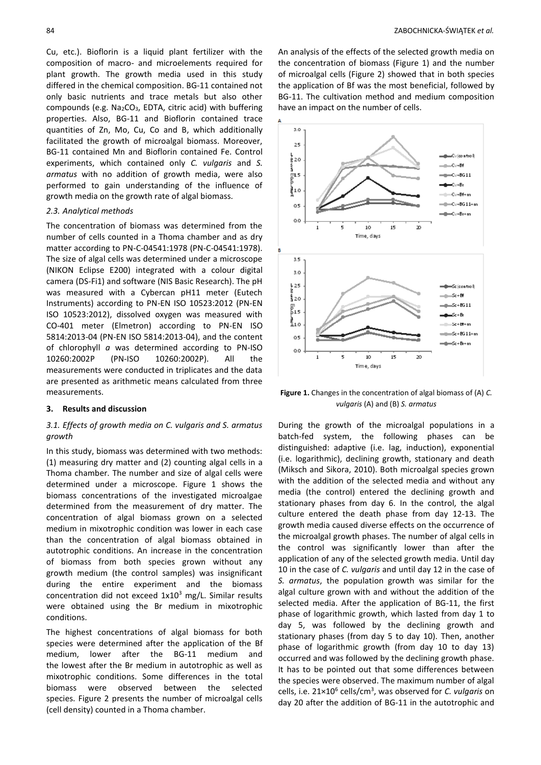Cu, etc.). Bioflorin is a liquid plant fertilizer with the composition of macro- and microelements required for plant growth. The growth media used in this study differed in the chemical composition. BG-11 contained not only basic nutrients and trace metals but also other compounds (e.g. $Na_2CO_3$, EDTA, citric acid) with buffering properties. Also, BG-11 and Bioflorin contained trace quantities of Zn, Mo, Cu, Co and B, which additionally facilitated the growth of microalgal biomass. Moreover, BG-11 contained Mn and Bioflorin contained Fe. Control experiments, which contained only *C. vulgaris* and *S. armatus* with no addition of growth media, were also performed to gain understanding of the influence of growth media on the growth rate of algal biomass.

### 2.3. Analytical methods

The concentration of biomass was determined from the number of cells counted in a Thoma chamber and as dry matter according to PN-C-04541:1978 (PN-C-04541:1978). The size of algal cells was determined under a microscope (NIKON Eclipse E200) integrated with a colour digital camera (DS-Fi1) and software (NIS Basic Research). The pH was measured with a Cybercan pH11 meter (Eutech Instruments) according to PN-EN ISO 10523:2012 (PN-EN ISO 10523:2012), dissolved oxygen was measured with CO-401 meter (Elmetron) according to PN-EN ISO 5814:2013-04 (PN-EN ISO 5814:2013-04), and the content of chlorophyll *a* was determined according to PN-ISO 10260:2002P (PN-ISO 10260:2002P). All the measurements were conducted in triplicates and the data are presented as arithmetic means calculated from three measurements.

## 3. Results and discussion

### 3.1. Effects of growth media on *C. vulgaris* and *S. armatus* growth

In this study, biomass was determined with two methods: (1) measuring dry matter and (2) counting algal cells in a Thoma chamber. The number and size of algal cells were determined under a microscope. Figure 1 shows the biomass concentrations of the investigated microalgae determined from the measurement of dry matter. The concentration of algal biomass grown on a selected medium in mixotrophic condition was lower in each case than the concentration of algal biomass obtained in autotrophic conditions. An increase in the concentration of biomass from both species grown without any growth medium (the control samples) was insignificant during the entire experiment and the biomass concentration did not exceed $1x10^3$ mg/L. Similar results were obtained using the Br medium in mixotrophic conditions.

The highest concentrations of algal biomass for both species were determined after the application of the Bf medium, lower after the BG-11 medium and the lowest after the Br medium in autotrophic as well as mixotrophic conditions. Some differences in the total biomass were observed between the selected species. Figure 2 presents the number of microalgal cells (cell density) counted in a Thoma chamber.

An analysis of the effects of the selected growth media on the concentration of biomass (Figure 1) and the number of microalgal cells (Figure 2) showed that in both species the application of Bf was the most beneficial, followed by BG-11. The cultivation method and medium composition have an impact on the number of cells.

**Figure 1.** Changes in the concentration of algal biomass of (A) *C. vulgaris* (A) and (B) *S. armatus*

During the growth of the microalgal populations in a batch-fed system, the following phases can be distinguished: adaptive (i.e. lag, induction), exponential (i.e. logarithmic), declining growth, stationary and death (Miksch and Sikora, 2010). Both microalgal species grown with the addition of the selected media and without any media (the control) entered the declining growth and stationary phases from day 6. In the control, the algal culture entered the death phase from day 12-13. The growth media caused diverse effects on the occurrence of the microalgal growth phases. The number of algal cells in the control was significantly lower than after the application of any of the selected growth media. Until day 10 in the case of *C. vulgaris* and until day 12 in the case of *S. armatus*, the population growth was similar for the algal culture grown with and without the addition of the selected media. After the application of BG-11, the first phase of logarithmic growth, which lasted from day 1 to day 5, was followed by the declining growth and stationary phases (from day 5 to day 10). Then, another phase of logarithmic growth (from day 10 to day 13) occurred and was followed by the declining growth phase. It has to be pointed out that some differences between the species were observed. The maximum number of algal cells, i.e. $21 \times 10^6$ cells/cm$^3$, was observed for *C. vulgaris* on day 20 after the addition of BG-11 in the autotrophic and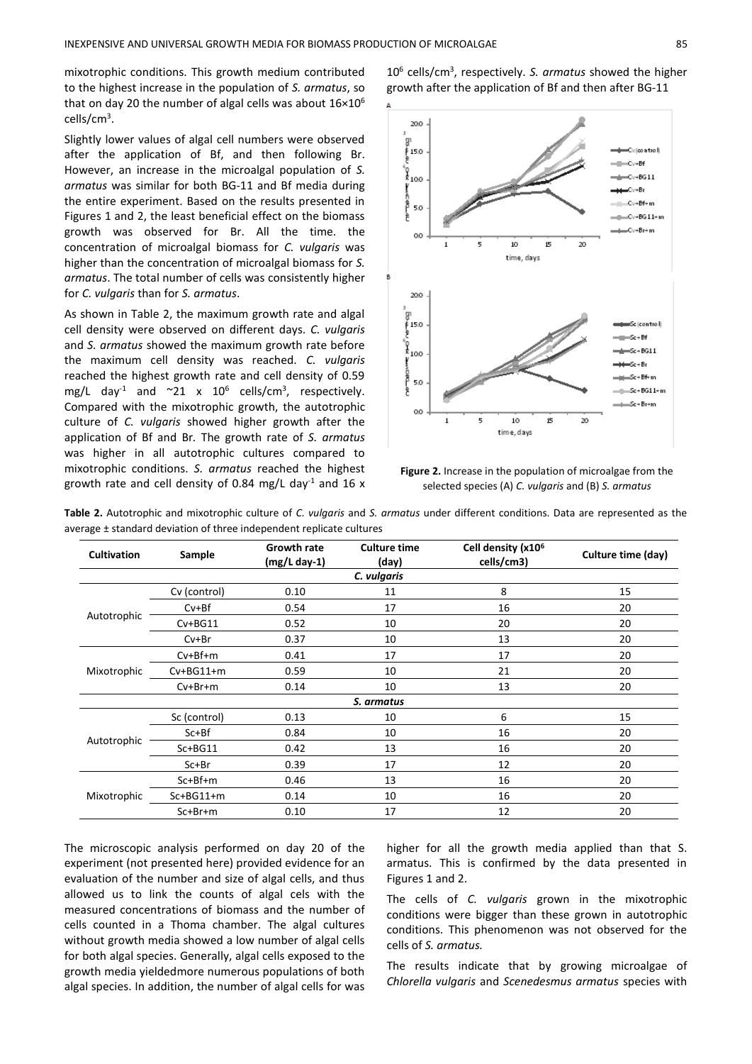mixotrophic conditions. This growth medium contributed to the highest increase in the population of *S. armatus*, so that on day 20 the number of algal cells was about $16\times10^6$ cells/cm$^3$.

Slightly lower values of algal cell numbers were observed after the application of Bf, and then following Br. However, an increase in the microalgal population of *S. armatus* was similar for both BG-11 and Bf media during the entire experiment. Based on the results presented in Figures 1 and 2, the least beneficial effect on the biomass growth was observed for Br. All the time. the concentration of microalgal biomass for *C. vulgaris* was higher than the concentration of microalgal biomass for *S. armatus*. The total number of cells was consistently higher for *C. vulgaris* than for *S. armatus*.

As shown in Table 2, the maximum growth rate and algal cell density were observed on different days. *C. vulgaris* and *S. armatus* showed the maximum growth rate before the maximum cell density was reached. *C. vulgaris* reached the highest growth rate and cell density of 0.59 mg/L day$^{-1}$ and ~21 x $10^6$ cells/cm$^3$, respectively. Compared with the mixotrophic growth, the autotrophic culture of *C. vulgaris* showed higher growth after the application of Bf and Br. The growth rate of *S. armatus* was higher in all autotrophic cultures compared to mixotrophic conditions. *S. armatus* reached the highest growth rate and cell density of 0.84 mg/L day$^{-1}$ and 16 x $10^6$ cells/cm$^3$, respectively. *S. armatus* showed the higher growth after the application of Bf and then after BG-11

**Figure 2.** Increase in the population of microalgae from the selected species (A) *C. vulgaris* and (B) *S. armatus*

**Table 2.** Autotrophic and mixotrophic culture of *C. vulgaris* and *S. armatus* under different conditions. Data are represented as the average ± standard deviation of three independent replicate cultures

| Cultivation | Sample | Growth rate (mg/L day-1) | Culture time (day) | Cell density (x10$^6$ cells/cm3) | Culture time (day) |
|---|---|---|---|---|---|
| | | | *C. vulgaris* | | |
| Autotrophic | Cv (control) | 0.10 | 11 | 8 | 15 |
| | Cv+Bf | 0.54 | 17 | 16 | 20 |
| | Cv+BG11 | 0.52 | 10 | 20 | 20 |
| | Cv+Br | 0.37 | 10 | 13 | 20 |
| Mixotrophic | Cv+Bf+m | 0.41 | 17 | 17 | 20 |
| | Cv+BG11+m | 0.59 | 10 | 21 | 20 |
| | Cv+Br+m | 0.14 | 10 | 13 | 20 |
| | | | *S. armatus* | | |
| Autotrophic | Sc (control) | 0.13 | 10 | 6 | 15 |
| | Sc+Bf | 0.84 | 10 | 16 | 20 |
| | Sc+BG11 | 0.42 | 13 | 16 | 20 |
| | Sc+Br | 0.39 | 17 | 12 | 20 |
| Mixotrophic | Sc+Bf+m | 0.46 | 13 | 16 | 20 |
| | Sc+BG11+m | 0.14 | 10 | 16 | 20 |
| | Sc+Br+m | 0.10 | 17 | 12 | 20 |

The microscopic analysis performed on day 20 of the experiment (not presented here) provided evidence for an evaluation of the number and size of algal cells, and thus allowed us to link the counts of algal cels with the measured concentrations of biomass and the number of cells counted in a Thoma chamber. The algal cultures without growth media showed a low number of algal cells for both algal species. Generally, algal cells exposed to the growth media yieldedmore numerous populations of both algal species. In addition, the number of algal cells for was higher for all the growth media applied than that S. armatus. This is confirmed by the data presented in Figures 1 and 2.

The cells of *C. vulgaris* grown in the mixotrophic conditions were bigger than these grown in autotrophic conditions. This phenomenon was not observed for the cells of *S. armatus.*

The results indicate that by growing microalgae of *Chlorella vulgaris* and *Scenedesmus armatus* species with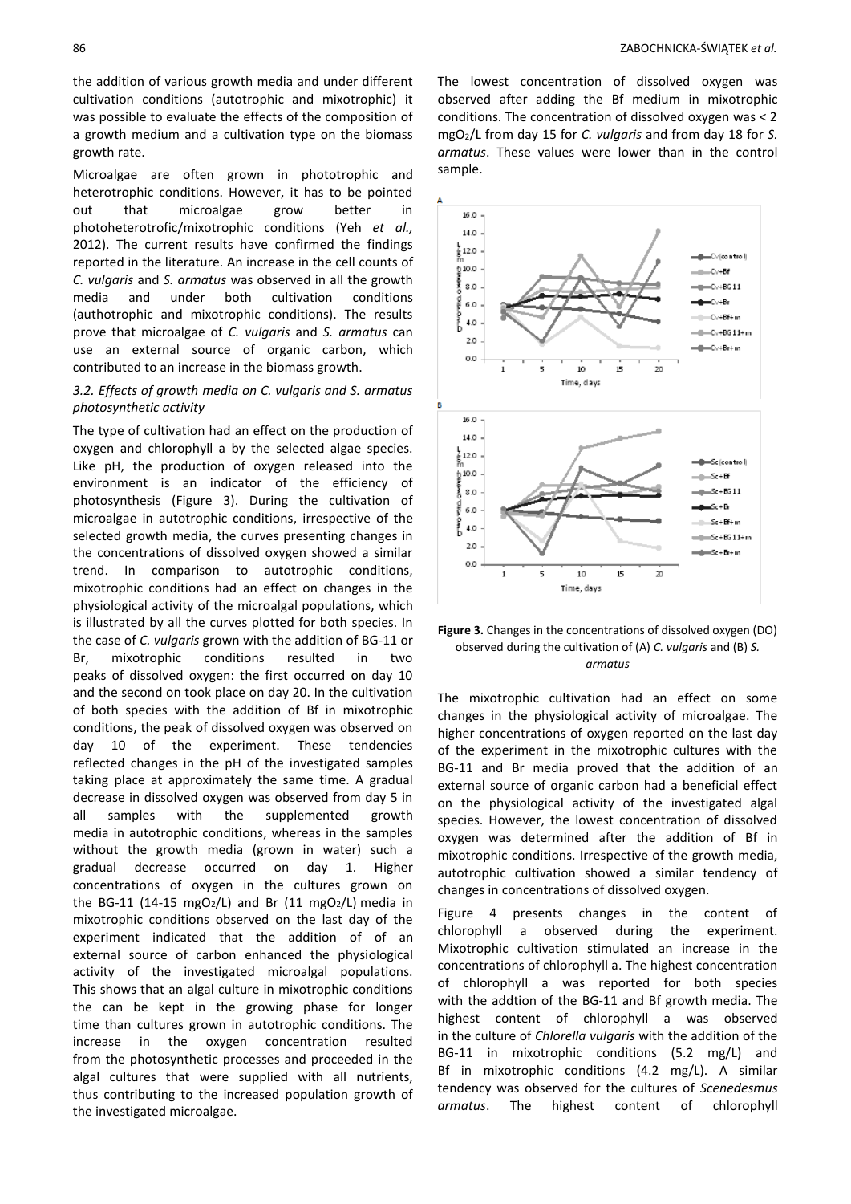the addition of various growth media and under different cultivation conditions (autotrophic and mixotrophic) it was possible to evaluate the effects of the composition of a growth medium and a cultivation type on the biomass growth rate.

Microalgae are often grown in phototrophic and heterotrophic conditions. However, it has to be pointed out that microalgae grow better in photoheterotrofic/mixotrophic conditions (Yeh *et al.,* 2012). The current results have confirmed the findings reported in the literature. An increase in the cell counts of *C. vulgaris* and *S. armatus* was observed in all the growth media and under both cultivation conditions (authotrophic and mixotrophic conditions). The results prove that microalgae of *C. vulgaris* and *S. armatus* can use an external source of organic carbon, which contributed to an increase in the biomass growth.

### *3.2. Effects of growth media on C. vulgaris and S. armatus photosynthetic activity*

The type of cultivation had an effect on the production of oxygen and chlorophyll a by the selected algae species. Like pH, the production of oxygen released into the environment is an indicator of the efficiency of photosynthesis (Figure 3). During the cultivation of microalgae in autotrophic conditions, irrespective of the selected growth media, the curves presenting changes in the concentrations of dissolved oxygen showed a similar trend. In comparison to autotrophic conditions, mixotrophic conditions had an effect on changes in the physiological activity of the microalgal populations, which is illustrated by all the curves plotted for both species. In the case of *C. vulgaris* grown with the addition of BG-11 or Br, mixotrophic conditions resulted in two peaks of dissolved oxygen: the first occurred on day 10 and the second on took place on day 20. In the cultivation of both species with the addition of Bf in mixotrophic conditions, the peak of dissolved oxygen was observed on day 10 of the experiment. These tendencies reflected changes in the pH of the investigated samples taking place at approximately the same time. A gradual decrease in dissolved oxygen was observed from day 5 in all samples with the supplemented growth media in autotrophic conditions, whereas in the samples without the growth media (grown in water) such a gradual decrease occurred on day 1. Higher concentrations of oxygen in the cultures grown on the BG-11 (14-15 $mgO_2/L$) and Br (11 $mgO_2/L$) media in mixotrophic conditions observed on the last day of the experiment indicated that the addition of of an external source of carbon enhanced the physiological activity of the investigated microalgal populations. This shows that an algal culture in mixotrophic conditions the can be kept in the growing phase for longer time than cultures grown in autotrophic conditions. The increase in the oxygen concentration resulted from the photosynthetic processes and proceeded in the algal cultures that were supplied with all nutrients, thus contributing to the increased population growth of the investigated microalgae.

The lowest concentration of dissolved oxygen was observed after adding the Bf medium in mixotrophic conditions. The concentration of dissolved oxygen was < 2 $mgO_2/L$ from day 15 for *C. vulgaris* and from day 18 for *S. armatus*. These values were lower than in the control sample.

**Figure 3.** Changes in the concentrations of dissolved oxygen (DO) observed during the cultivation of (A) *C. vulgaris* and (B) *S. armatus*

The mixotrophic cultivation had an effect on some changes in the physiological activity of microalgae. The higher concentrations of oxygen reported on the last day of the experiment in the mixotrophic cultures with the BG-11 and Br media proved that the addition of an external source of organic carbon had a beneficial effect on the physiological activity of the investigated algal species. However, the lowest concentration of dissolved oxygen was determined after the addition of Bf in mixotrophic conditions. Irrespective of the growth media, autotrophic cultivation showed a similar tendency of changes in concentrations of dissolved oxygen.

Figure 4 presents changes in the content of chlorophyll a observed during the experiment. Mixotrophic cultivation stimulated an increase in the concentrations of chlorophyll a. The highest concentration of chlorophyll a was reported for both species with the addtion of the BG-11 and Bf growth media. The highest content of chlorophyll a was observed in the culture of *Chlorella vulgaris* with the addition of the BG-11 in mixotrophic conditions (5.2 mg/L) and Bf in mixotrophic conditions (4.2 mg/L). A similar tendency was observed for the cultures of *Scenedesmus armatus*. The highest content of chlorophyll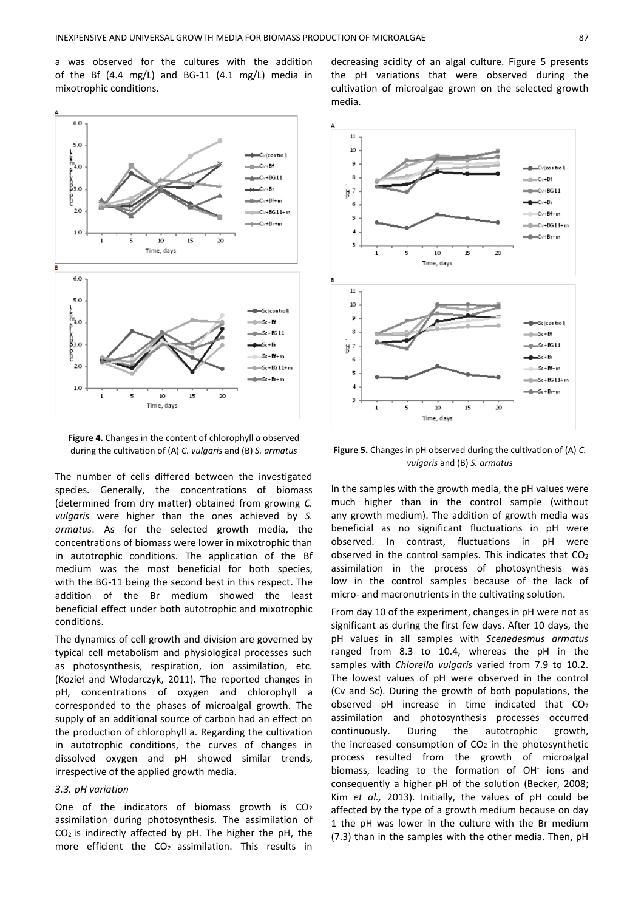a was observed for the cultures with the addition of the Bf (4.4 mg/L) and BG-11 (4.1 mg/L) media in mixotrophic conditions.

**Figure 4.** Changes in the content of chlorophyll *a* observed during the cultivation of (A) *C. vulgaris* and (B) *S. armatus*

The number of cells differed between the investigated species. Generally, the concentrations of biomass (determined from dry matter) obtained from growing *C. vulgaris* were higher than the ones achieved by *S. armatus*. As for the selected growth media, the concentrations of biomass were lower in mixotrophic than in autotrophic conditions. The application of the Bf medium was the most beneficial for both species, with the BG-11 being the second best in this respect. The addition of the Br medium showed the least beneficial effect under both autotrophic and mixotrophic conditions.

The dynamics of cell growth and division are governed by typical cell metabolism and physiological processes such as photosynthesis, respiration, ion assimilation, etc. (Kozieł and Włodarczyk, 2011). The reported changes in pH, concentrations of oxygen and chlorophyll a corresponded to the phases of microalgal growth. The supply of an additional source of carbon had an effect on the production of chlorophyll a. Regarding the cultivation in autotrophic conditions, the curves of changes in dissolved oxygen and pH showed similar trends, irrespective of the applied growth media.

### *3.3. pH variation*

One of the indicators of biomass growth is $CO_2$ assimilation during photosynthesis. The assimilation of $CO_2$ is indirectly affected by pH. The higher the pH, the more efficient the $CO_2$ assimilation. This results in decreasing acidity of an algal culture. Figure 5 presents the pH variations that were observed during the cultivation of microalgae grown on the selected growth media.

**Figure 5.** Changes in pH observed during the cultivation of (A) *C. vulgaris* and (B) *S. armatus*

In the samples with the growth media, the pH values were much higher than in the control sample (without any growth medium). The addition of growth media was beneficial as no significant fluctuations in pH were observed. In contrast, fluctuations in pH were observed in the control samples. This indicates that $CO_2$ assimilation in the process of photosynthesis was low in the control samples because of the lack of micro- and macronutrients in the cultivating solution.

From day 10 of the experiment, changes in pH were not as significant as during the first few days. After 10 days, the pH values in all samples with *Scenedesmus armatus* ranged from 8.3 to 10.4, whereas the pH in the samples with *Chlorella vulgaris* varied from 7.9 to 10.2. The lowest values of pH were observed in the control (Cv and Sc). During the growth of both populations, the observed pH increase in time indicated that $CO_2$ assimilation and photosynthesis processes occurred continuously. During the autotrophic growth, the increased consumption of $CO_2$ in the photosynthetic process resulted from the growth of microalgal biomass, leading to the formation of $OH^-$ ions and consequently a higher pH of the solution (Becker, 2008; Kim *et al.,* 2013). Initially, the values of pH could be affected by the type of a growth medium because on day 1 the pH was lower in the culture with the Br medium (7.3) than in the samples with the other media. Then, pH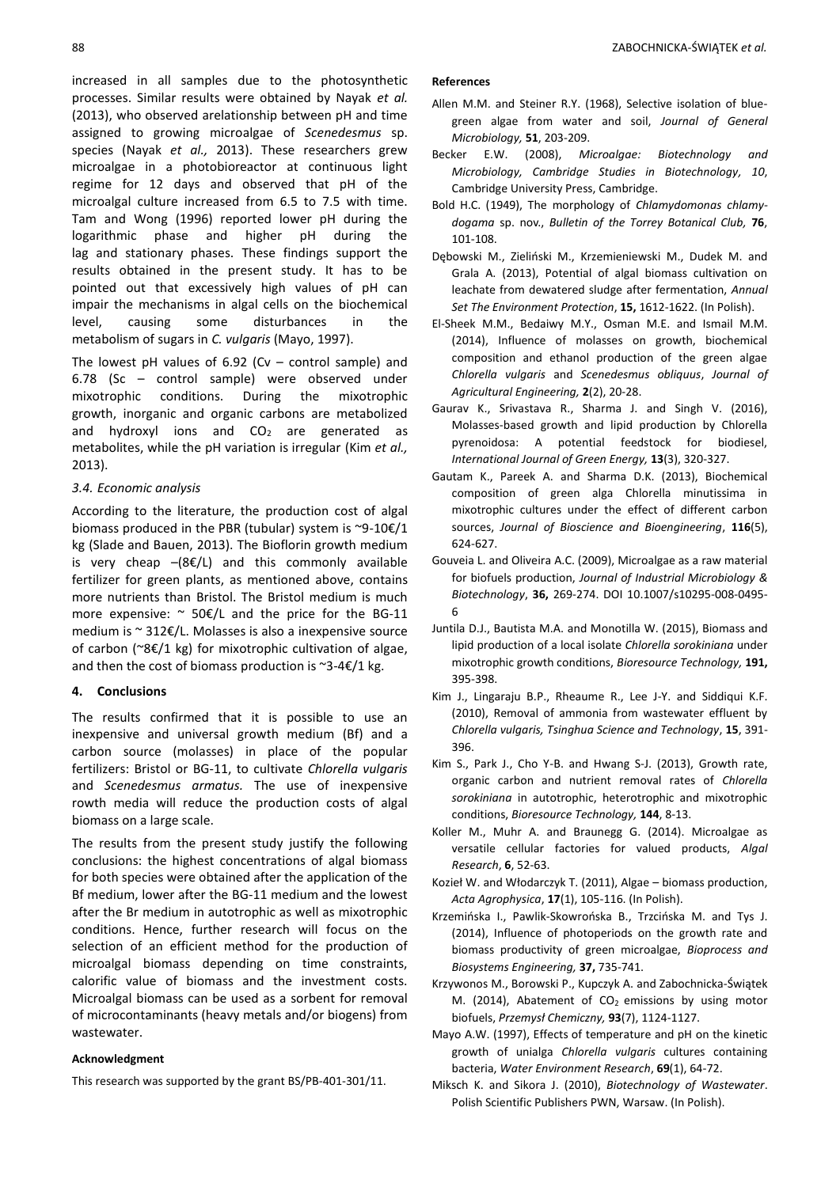increased in all samples due to the photosynthetic processes. Similar results were obtained by Nayak *et al.* (2013), who observed arelationship between pH and time assigned to growing microalgae of *Scenedesmus* sp. species (Nayak *et al.,* 2013). These researchers grew microalgae in a photobioreactor at continuous light regime for 12 days and observed that pH of the microalgal culture increased from 6.5 to 7.5 with time. Tam and Wong (1996) reported lower pH during the logarithmic phase and higher pH during the lag and stationary phases. These findings support the results obtained in the present study. It has to be pointed out that excessively high values of pH can impair the mechanisms in algal cells on the biochemical level, causing some disturbances in the metabolism of sugars in *C. vulgaris* (Mayo, 1997).

The lowest pH values of 6.92 (Cv – control sample) and 6.78 (Sc – control sample) were observed under mixotrophic conditions. During the mixotrophic growth, inorganic and organic carbons are metabolized and hydroxyl ions and $CO_2$ are generated as metabolites, while the pH variation is irregular (Kim *et al.,* 2013).

### *3.4. Economic analysis*

According to the literature, the production cost of algal biomass produced in the PBR (tubular) system is ~9-10€/1 kg (Slade and Bauen, 2013). The Bioflorin growth medium is very cheap –(8€/L) and this commonly available fertilizer for green plants, as mentioned above, contains more nutrients than Bristol. The Bristol medium is much more expensive: ~ 50€/L and the price for the BG-11 medium is ~ 312€/L. Molasses is also a inexpensive source of carbon (~8€/1 kg) for mixotrophic cultivation of algae, and then the cost of biomass production is ~3-4€/1 kg.

## 4. Conclusions

The results confirmed that it is possible to use an inexpensive and universal growth medium (Bf) and a carbon source (molasses) in place of the popular fertilizers: Bristol or BG-11, to cultivate *Chlorella vulgaris* and *Scenedesmus armatus.* The use of inexpensive rowth media will reduce the production costs of algal biomass on a large scale.

The results from the present study justify the following conclusions: the highest concentrations of algal biomass for both species were obtained after the application of the Bf medium, lower after the BG-11 medium and the lowest after the Br medium in autotrophic as well as mixotrophic conditions. Hence, further research will focus on the selection of an efficient method for the production of microalgal biomass depending on time constraints, calorific value of biomass and the investment costs. Microalgal biomass can be used as a sorbent for removal of microcontaminants (heavy metals and/or biogens) from wastewater.

#### Acknowledgment

This research was supported by the grant BS/PB-401-301/11.

#### References

Allen M.M. and Steiner R.Y. (1968), Selective isolation of blue-green algae from water and soil, *Journal of General Microbiology,* **51**, 203-209.

Becker E.W. (2008), *Microalgae: Biotechnology and Microbiology, Cambridge Studies in Biotechnology, 10*, Cambridge University Press, Cambridge.

Bold H.C. (1949), The morphology of *Chlamydomonas chlamydogama* sp. nov., *Bulletin of the Torrey Botanical Club,* **76**, 101-108.

Dębowski M., Zieliński M., Krzemieniewski M., Dudek M. and Grala A. (2013), Potential of algal biomass cultivation on leachate from dewatered sludge after fermentation, *Annual Set The Environment Protection*, **15,** 1612-1622. (In Polish).

El-Sheek M.M., Bedaiwy M.Y., Osman M.E. and Ismail M.M. (2014), Influence of molasses on growth, biochemical composition and ethanol production of the green algae *Chlorella vulgaris* and *Scenedesmus obliquus*, *Journal of Agricultural Engineering,* **2**(2), 20-28.

Gaurav K., Srivastava R., Sharma J. and Singh V. (2016), Molasses-based growth and lipid production by Chlorella pyrenoidosa: A potential feedstock for biodiesel, *International Journal of Green Energy,* **13**(3), 320-327.

Gautam K., Pareek A. and Sharma D.K. (2013), Biochemical composition of green alga Chlorella minutissima in mixotrophic cultures under the effect of different carbon sources, *Journal of Bioscience and Bioengineering*, **116**(5), 624-627.

Gouveia L. and Oliveira A.C. (2009), Microalgae as a raw material for biofuels production, *Journal of Industrial Microbiology & Biotechnology*, **36,** 269-274. DOI 10.1007/s10295-008-0495-6

Juntila D.J., Bautista M.A. and Monotilla W. (2015), Biomass and lipid production of a local isolate *Chlorella sorokiniana* under mixotrophic growth conditions, *Bioresource Technology,* **191,** 395-398.

Kim J., Lingaraju B.P., Rheaume R., Lee J-Y. and Siddiqui K.F. (2010), Removal of ammonia from wastewater effluent by *Chlorella vulgaris, Tsinghua Science and Technology*, **15**, 391-396.

Kim S., Park J., Cho Y-B. and Hwang S-J. (2013), Growth rate, organic carbon and nutrient removal rates of *Chlorella sorokiniana* in autotrophic, heterotrophic and mixotrophic conditions, *Bioresource Technology,* **144**, 8-13.

Koller M., Muhr A. and Braunegg G. (2014). Microalgae as versatile cellular factories for valued products, *Algal Research*, **6**, 52-63.

Kozieł W. and Włodarczyk T. (2011), Algae – biomass production, *Acta Agrophysica*, **17**(1), 105-116. (In Polish).

Krzemińska I., Pawlik-Skowrońska B., Trzcińska M. and Tys J. (2014), Influence of photoperiods on the growth rate and biomass productivity of green microalgae, *Bioprocess and Biosystems Engineering,* **37,** 735-741.

Krzywonos M., Borowski P., Kupczyk A. and Zabochnicka-Świątek M. (2014), Abatement of $CO_2$ emissions by using motor biofuels, *Przemysł Chemiczny,* **93**(7), 1124-1127.

Mayo A.W. (1997), Effects of temperature and pH on the kinetic growth of unialga *Chlorella vulgaris* cultures containing bacteria, *Water Environment Research*, **69**(1), 64-72.

Miksch K. and Sikora J. (2010), *Biotechnology of Wastewater*. Polish Scientific Publishers PWN, Warsaw. (In Polish).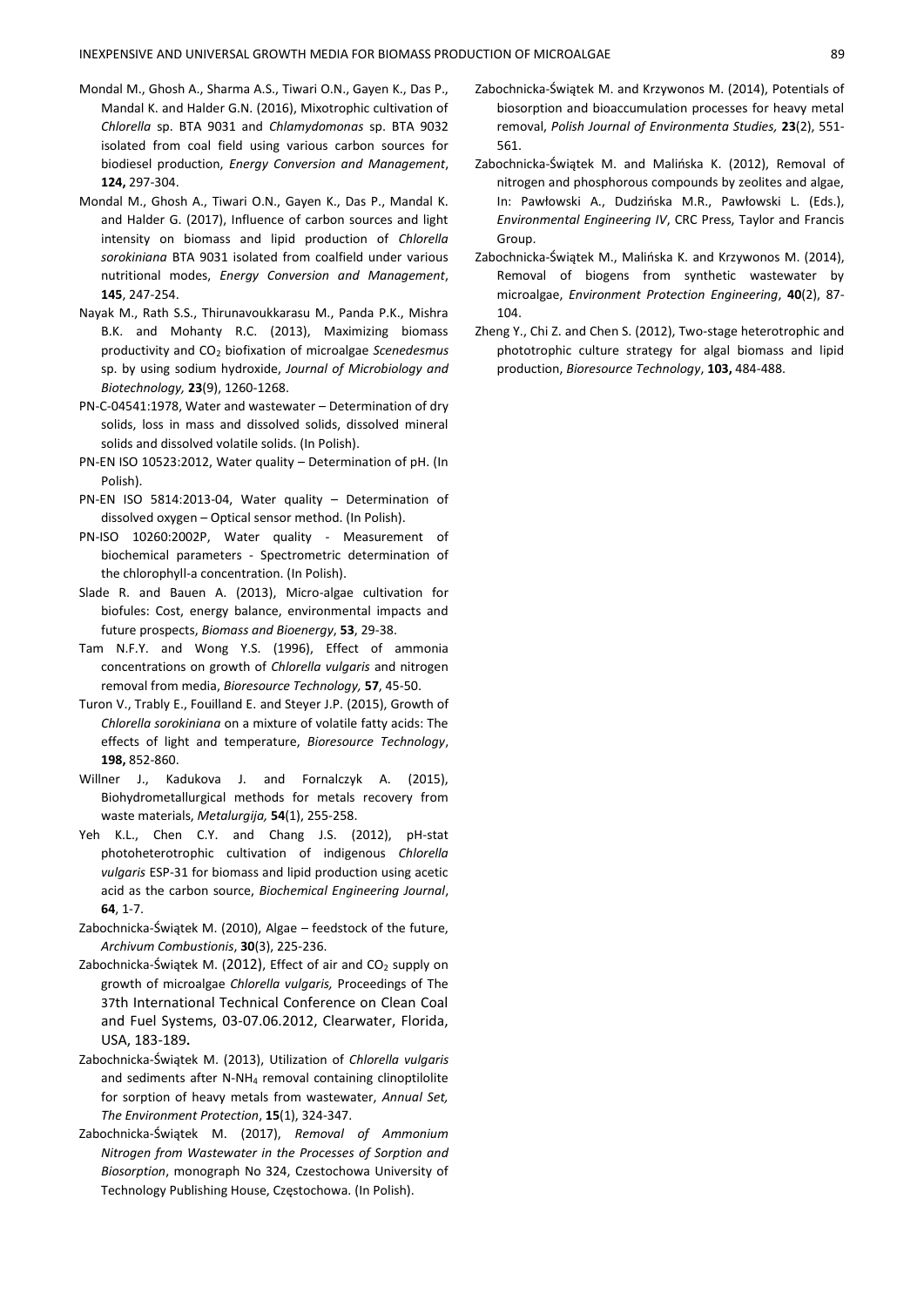Mondal M., Ghosh A., Sharma A.S., Tiwari O.N., Gayen K., Das P., Mandal K. and Halder G.N. (2016), Mixotrophic cultivation of *Chlorella* sp. BTA 9031 and *Chlamydomonas* sp. BTA 9032 isolated from coal field using various carbon sources for biodiesel production, *Energy Conversion and Management*, **124,** 297-304.

Mondal M., Ghosh A., Tiwari O.N., Gayen K., Das P., Mandal K. and Halder G. (2017), Influence of carbon sources and light intensity on biomass and lipid production of *Chlorella sorokiniana* BTA 9031 isolated from coalfield under various nutritional modes, *Energy Conversion and Management*, **145**, 247-254.

Nayak M., Rath S.S., Thirunavoukkarasu M., Panda P.K., Mishra B.K. and Mohanty R.C. (2013), Maximizing biomass productivity and $CO_2$ biofixation of microalgae *Scenedesmus* sp. by using sodium hydroxide, *Journal of Microbiology and Biotechnology,* **23**(9), 1260-1268.

PN-C-04541:1978, Water and wastewater – Determination of dry solids, loss in mass and dissolved solids, dissolved mineral solids and dissolved volatile solids. (In Polish).

PN-EN ISO 10523:2012, Water quality – Determination of pH. (In Polish).

PN-EN ISO 5814:2013-04, Water quality – Determination of dissolved oxygen – Optical sensor method. (In Polish).

PN-ISO 10260:2002P, Water quality - Measurement of biochemical parameters - Spectrometric determination of the chlorophyll-a concentration. (In Polish).

Slade R. and Bauen A. (2013), Micro-algae cultivation for biofules: Cost, energy balance, environmental impacts and future prospects, *Biomass and Bioenergy*, **53**, 29-38.

Tam N.F.Y. and Wong Y.S. (1996), Effect of ammonia concentrations on growth of *Chlorella vulgaris* and nitrogen removal from media, *Bioresource Technology,* **57**, 45-50.

Turon V., Trably E., Fouilland E. and Steyer J.P. (2015), Growth of *Chlorella sorokiniana* on a mixture of volatile fatty acids: The effects of light and temperature, *Bioresource Technology*, **198,** 852-860.

Willner J., Kadukova J. and Fornalczyk A. (2015), Biohydrometallurgical methods for metals recovery from waste materials, *Metalurgija,* **54**(1), 255-258.

Yeh K.L., Chen C.Y. and Chang J.S. (2012), pH-stat photoheterotrophic cultivation of indigenous *Chlorella vulgaris* ESP-31 for biomass and lipid production using acetic acid as the carbon source, *Biochemical Engineering Journal*, **64**, 1-7.

Zabochnicka-Świątek M. (2010), Algae – feedstock of the future, *Archivum Combustionis*, **30**(3), 225-236.

Zabochnicka-Świątek M. (2012), Effect of air and $CO_2$ supply on growth of microalgae *Chlorella vulgaris,* Proceedings of The 37th International Technical Conference on Clean Coal and Fuel Systems, 03-07.06.2012, Clearwater, Florida, USA, 183-189**.**

Zabochnicka-Świątek M. (2013), Utilization of *Chlorella vulgaris* and sediments after N-$NH_4$ removal containing clinoptilolite for sorption of heavy metals from wastewater, *Annual Set, The Environment Protection*, **15**(1), 324-347.

Zabochnicka-Świątek M. (2017), *Removal of Ammonium Nitrogen from Wastewater in the Processes of Sorption and Biosorption*, monograph No 324, Czestochowa University of Technology Publishing House, Częstochowa. (In Polish).

Zabochnicka-Świątek M. and Krzywonos M. (2014), Potentials of biosorption and bioaccumulation processes for heavy metal removal, *Polish Journal of Environmenta Studies,* **23**(2), 551-561.

Zabochnicka-Świątek M. and Malińska K. (2012), Removal of nitrogen and phosphorous compounds by zeolites and algae, In: Pawłowski A., Dudzińska M.R., Pawłowski L. (Eds.), *Environmental Engineering IV*, CRC Press, Taylor and Francis Group.

Zabochnicka-Świątek M., Malińska K. and Krzywonos M. (2014), Removal of biogens from synthetic wastewater by microalgae, *Environment Protection Engineering*, **40**(2), 87-104.

Zheng Y., Chi Z. and Chen S. (2012), Two-stage heterotrophic and phototrophic culture strategy for algal biomass and lipid production, *Bioresource Technology*, **103,** 484-488.